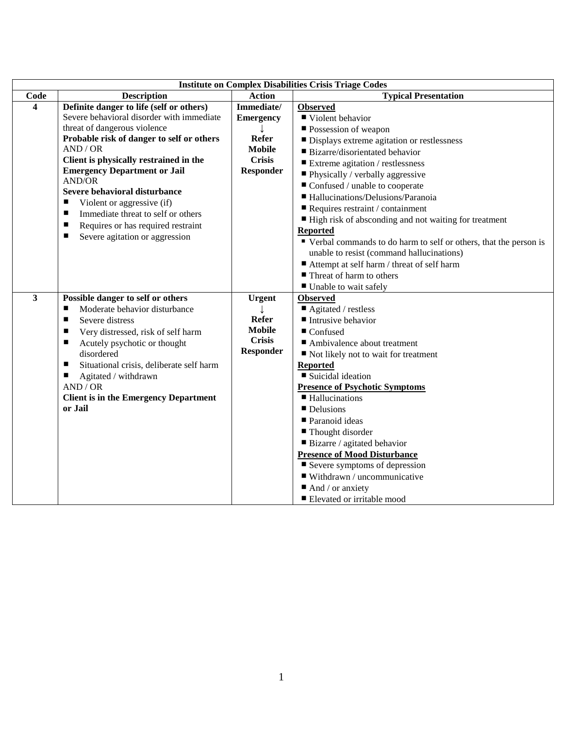| Institute on Complex Disabilities Crisis Triage Codes | | | |
|---|---|---|---|
| **Code** | **Description** | **Action** | **Typical Presentation** |
| **4** | **Definite danger to life (self or others)**<br>Severe behavioral disorder with immediate threat of dangerous violence<br>**Probable risk of danger to self or others**<br>AND / OR<br>**Client is physically restrained in the Emergency Department or Jail**<br>AND/OR<br>**Severe behavioral disturbance**<br>■ Violent or aggressive (if)<br>■ Immediate threat to self or others<br>■ Requires or has required restraint<br>■ Severe agitation or aggression | **Immediate/ Emergency**<br>↓<br>**Refer Mobile Crisis Responder** | **Observed**<br>■ Violent behavior<br>■ Possession of weapon<br>■ Displays extreme agitation or restlessness<br>■ Bizarre/disorientated behavior<br>■ Extreme agitation / restlessness<br>■ Physically / verbally aggressive<br>■ Confused / unable to cooperate<br>■ Hallucinations/Delusions/Paranoia<br>■ Requires restraint / containment<br>■ High risk of absconding and not waiting for treatment<br>**Reported**<br>■ Verbal commands to do harm to self or others, that the person is unable to resist (command hallucinations)<br>■ Attempt at self harm / threat of self harm<br>■ Threat of harm to others<br>■ Unable to wait safely |
| **3** | **Possible danger to self or others**<br>■ Moderate behavior disturbance<br>■ Severe distress<br>■ Very distressed, risk of self harm<br>■ Acutely psychotic or thought disordered<br>■ Situational crisis, deliberate self harm<br>■ Agitated / withdrawn<br>AND / OR<br>**Client is in the Emergency Department or Jail** | **Urgent**<br>↓<br>**Refer Mobile Crisis Responder** | **Observed**<br>■ Agitated / restless<br>■ Intrusive behavior<br>■ Confused<br>■ Ambivalence about treatment<br>■ Not likely not to wait for treatment<br>**Reported**<br>■ Suicidal ideation<br>**Presence of Psychotic Symptoms**<br>■ Hallucinations<br>■ Delusions<br>■ Paranoid ideas<br>■ Thought disorder<br>■ Bizarre / agitated behavior<br>**Presence of Mood Disturbance**<br>■ Severe symptoms of depression<br>■ Withdrawn / uncommunicative<br>■ And / or anxiety<br>■ Elevated or irritable mood |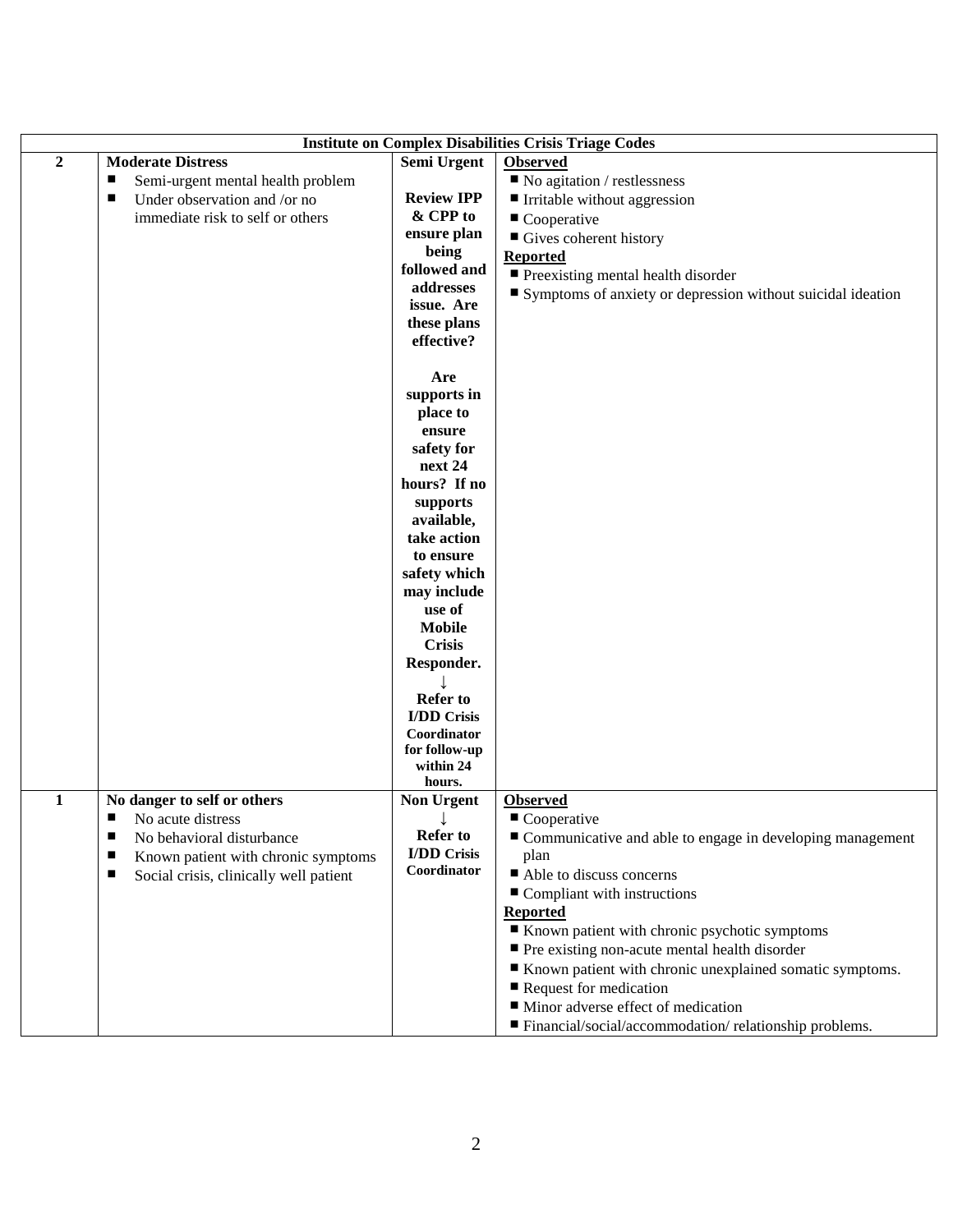| Institute on Complex Disabilities Crisis Triage Codes | | | |
|---|---|---|---|
| **2** | **Moderate Distress**<br>■ Semi-urgent mental health problem<br>■ Under observation and /or no immediate risk to self or others | **Semi Urgent**<br><br>**Review IPP & CPP to ensure plan being followed and addresses issue. Are these plans effective?**<br><br>**Are supports in place to ensure safety for next 24 hours? If no supports available, take action to ensure safety which may include use of Mobile Crisis Responder.**<br>↓<br>**Refer to I/DD Crisis Coordinator for follow-up within 24 hours.** | **Observed**<br>■ No agitation / restlessness<br>■ Irritable without aggression<br>■ Cooperative<br>■ Gives coherent history<br>**Reported**<br>■ Preexisting mental health disorder<br>■ Symptoms of anxiety or depression without suicidal ideation |
| **1** | **No danger to self or others**<br>■ No acute distress<br>■ No behavioral disturbance<br>■ Known patient with chronic symptoms<br>■ Social crisis, clinically well patient | **Non Urgent**<br>↓<br>**Refer to I/DD Crisis Coordinator** | **Observed**<br>■ Cooperative<br>■ Communicative and able to engage in developing management plan<br>■ Able to discuss concerns<br>■ Compliant with instructions<br>**Reported**<br>■ Known patient with chronic psychotic symptoms<br>■ Pre existing non-acute mental health disorder<br>■ Known patient with chronic unexplained somatic symptoms.<br>■ Request for medication<br>■ Minor adverse effect of medication<br>■ Financial/social/accommodation/ relationship problems. |